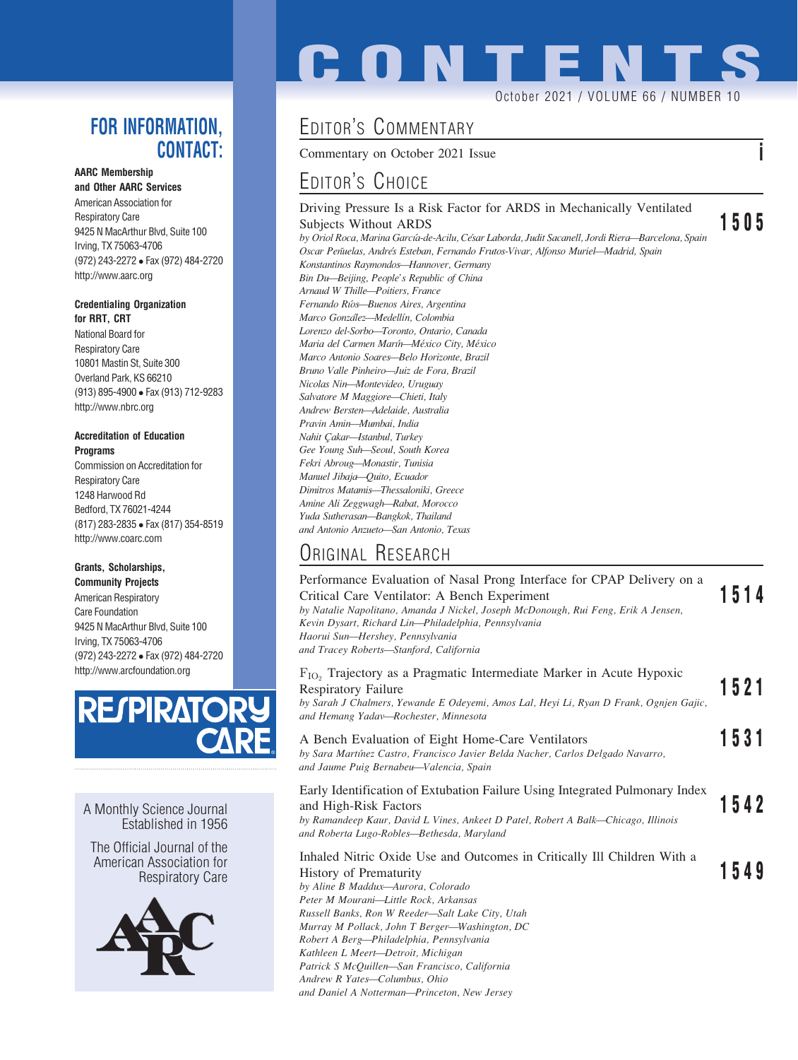# CONTENTS

October 2021 / VOLUME 66 / NUMBER 10

## FOR INFORMATION, CONTACT:

**AARC Membership and Other AARC Services**
American Association for Respiratory Care
9425 N MacArthur Blvd, Suite 100
Irving, TX 75063-4706
(972) 243-2272 • Fax (972) 484-2720
http://www.aarc.org

**Credentialing Organization for RRT, CRT**
National Board for Respiratory Care
10801 Mastin St, Suite 300
Overland Park, KS 66210
(913) 895-4900 • Fax (913) 712-9283
http://www.nbrc.org

**Accreditation of Education Programs**
Commission on Accreditation for Respiratory Care
1248 Harwood Rd
Bedford, TX 76021-4244
(817) 283-2835 • Fax (817) 354-8519
http://www.coarc.com

**Grants, Scholarships, Community Projects**
American Respiratory Care Foundation
9425 N MacArthur Blvd, Suite 100
Irving, TX 75063-4706
(972) 243-2272 • Fax (972) 484-2720
http://www.arcfoundation.org

RESPIRATORY CARE

A Monthly Science Journal Established in 1956

The Official Journal of the American Association for Respiratory Care

## EDITOR'S COMMENTARY

Commentary on October 2021 Issue — **i**

## EDITOR'S CHOICE

Driving Pressure Is a Risk Factor for ARDS in Mechanically Ventilated Subjects Without ARDS — **1505**
*by Oriol Roca, Marina García-de-Acilu, César Laborda, Judit Sacanell, Jordi Riera—Barcelona, Spain*
*Oscar Peñuelas, Andrés Esteban, Fernando Frutos-Vivar, Alfonso Muriel—Madrid, Spain*
*Konstantinos Raymondos—Hannover, Germany*
*Bin Du—Beijing, People's Republic of China*
*Arnaud W Thille—Poitiers, France*
*Fernando Ríos—Buenos Aires, Argentina*
*Marco González—Medellín, Colombia*
*Lorenzo del-Sorbo—Toronto, Ontario, Canada*
*Maria del Carmen Marín—México City, México*
*Marco Antonio Soares—Belo Horizonte, Brazil*
*Bruno Valle Pinheiro—Juiz de Fora, Brazil*
*Nicolas Nin—Montevideo, Uruguay*
*Salvatore M Maggiore—Chieti, Italy*
*Andrew Bersten—Adelaide, Australia*
*Pravin Amin—Mumbai, India*
*Nahit Çakar—Istanbul, Turkey*
*Gee Young Suh—Seoul, South Korea*
*Fekri Abroug—Monastir, Tunisia*
*Manuel Jibaja—Quito, Ecuador*
*Dimitros Matamis—Thessaloniki, Greece*
*Amine Ali Zeggwagh—Rabat, Morocco*
*Yuda Sutherasan—Bangkok, Thailand*
*and Antonio Anzueto—San Antonio, Texas*

## ORIGINAL RESEARCH

Performance Evaluation of Nasal Prong Interface for CPAP Delivery on a Critical Care Ventilator: A Bench Experiment — **1514**
*by Natalie Napolitano, Amanda J Nickel, Joseph McDonough, Rui Feng, Erik A Jensen, Kevin Dysart, Richard Lin—Philadelphia, Pennsylvania*
*Haorui Sun—Hershey, Pennsylvania*
*and Tracey Roberts—Stanford, California*

$F_{IO_2}$ Trajectory as a Pragmatic Intermediate Marker in Acute Hypoxic Respiratory Failure — **1521**
*by Sarah J Chalmers, Yewande E Odeyemi, Amos Lal, Heyi Li, Ryan D Frank, Ognjen Gajic, and Hemang Yadav—Rochester, Minnesota*

A Bench Evaluation of Eight Home-Care Ventilators — **1531**
*by Sara Martínez Castro, Francisco Javier Belda Nacher, Carlos Delgado Navarro, and Jaume Puig Bernabeu—Valencia, Spain*

Early Identification of Extubation Failure Using Integrated Pulmonary Index and High-Risk Factors — **1542**
*by Ramandeep Kaur, David L Vines, Ankeet D Patel, Robert A Balk—Chicago, Illinois*
*and Roberta Lugo-Robles—Bethesda, Maryland*

Inhaled Nitric Oxide Use and Outcomes in Critically Ill Children With a History of Prematurity — **1549**
*by Aline B Maddux—Aurora, Colorado*
*Peter M Mourani—Little Rock, Arkansas*
*Russell Banks, Ron W Reeder—Salt Lake City, Utah*
*Murray M Pollack, John T Berger—Washington, DC*
*Robert A Berg—Philadelphia, Pennsylvania*
*Kathleen L Meert—Detroit, Michigan*
*Patrick S McQuillen—San Francisco, California*
*Andrew R Yates—Columbus, Ohio*
*and Daniel A Notterman—Princeton, New Jersey*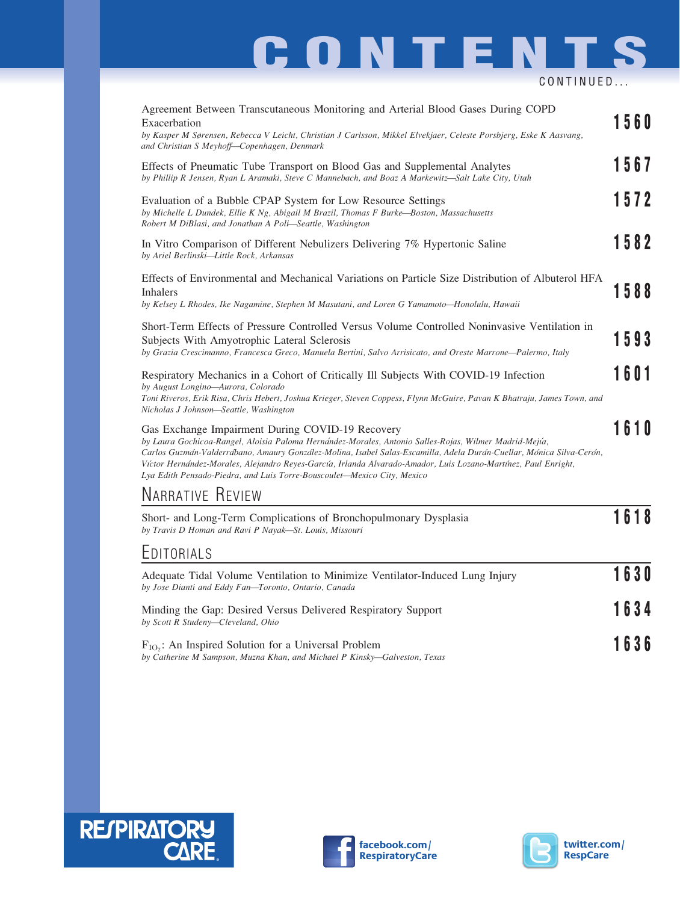# CONTENTS

CONTINUED...

Agreement Between Transcutaneous Monitoring and Arterial Blood Gases During COPD Exacerbation — **1560**
*by Kasper M Sørensen, Rebecca V Leicht, Christian J Carlsson, Mikkel Elvekjaer, Celeste Porsbjerg, Eske K Aasvang, and Christian S Meyhoff—Copenhagen, Denmark*

Effects of Pneumatic Tube Transport on Blood Gas and Supplemental Analytes — **1567**
*by Phillip R Jensen, Ryan L Aramaki, Steve C Mannebach, and Boaz A Markewitz—Salt Lake City, Utah*

Evaluation of a Bubble CPAP System for Low Resource Settings — **1572**
*by Michelle L Dundek, Ellie K Ng, Abigail M Brazil, Thomas F Burke—Boston, Massachusetts Robert M DiBlasi, and Jonathan A Poli—Seattle, Washington*

In Vitro Comparison of Different Nebulizers Delivering 7% Hypertonic Saline — **1582**
*by Ariel Berlinski—Little Rock, Arkansas*

Effects of Environmental and Mechanical Variations on Particle Size Distribution of Albuterol HFA Inhalers — **1588**
*by Kelsey L Rhodes, Ike Nagamine, Stephen M Masutani, and Loren G Yamamoto—Honolulu, Hawaii*

Short-Term Effects of Pressure Controlled Versus Volume Controlled Noninvasive Ventilation in Subjects With Amyotrophic Lateral Sclerosis — **1593**
*by Grazia Crescimanno, Francesca Greco, Manuela Bertini, Salvo Arrisicato, and Oreste Marrone—Palermo, Italy*

Respiratory Mechanics in a Cohort of Critically Ill Subjects With COVID-19 Infection — **1601**
*by August Longino—Aurora, Colorado Toni Riveros, Erik Risa, Chris Hebert, Joshua Krieger, Steven Coppess, Flynn McGuire, Pavan K Bhatraju, James Town, and Nicholas J Johnson—Seattle, Washington*

Gas Exchange Impairment During COVID-19 Recovery — **1610**
*by Laura Gochicoa-Rangel, Aloisia Paloma Hernández-Morales, Antonio Salles-Rojas, Wilmer Madrid-Mejía, Carlos Guzmán-Valderrábano, Amaury González-Molina, Isabel Salas-Escamilla, Adela Durán-Cuellar, Mónica Silva-Cerón, Víctor Hernández-Morales, Alejandro Reyes-García, Irlanda Alvarado-Amador, Luis Lozano-Martínez, Paul Enright, Lya Edith Pensado-Piedra, and Luis Torre-Bouscoulet—Mexico City, Mexico*

## Narrative Review

Short- and Long-Term Complications of Bronchopulmonary Dysplasia — **1618**
*by Travis D Homan and Ravi P Nayak—St. Louis, Missouri*

## Editorials

Adequate Tidal Volume Ventilation to Minimize Ventilator-Induced Lung Injury — **1630**
*by Jose Dianti and Eddy Fan—Toronto, Ontario, Canada*

Minding the Gap: Desired Versus Delivered Respiratory Support — **1634**
*by Scott R Studeny—Cleveland, Ohio*

$F_{IO_2}$: An Inspired Solution for a Universal Problem — **1636**
*by Catherine M Sampson, Muzna Khan, and Michael P Kinsky—Galveston, Texas*

RESPIRATORY CARE

facebook.com/RespiratoryCare

twitter.com/RespCare